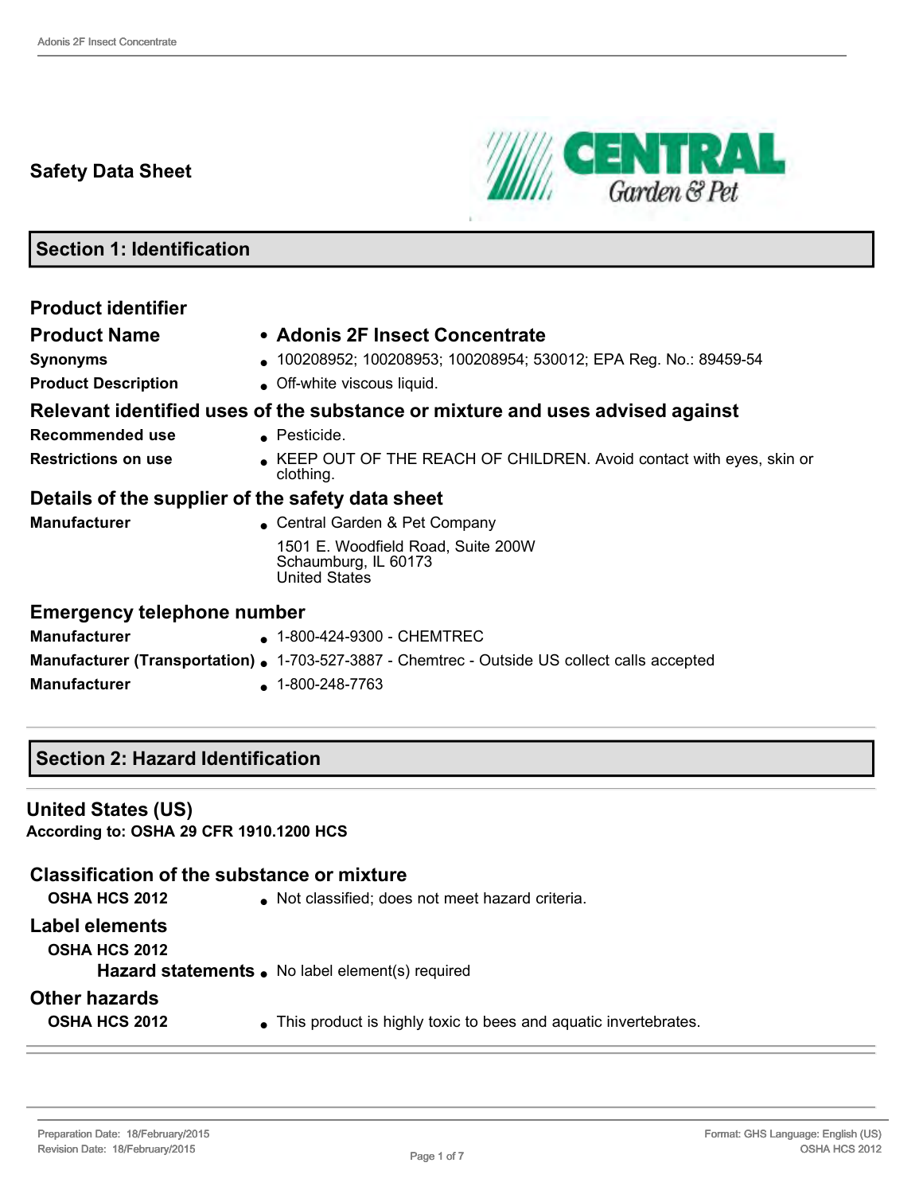# Safety Data Sheet

## Section 1: Identification

### Product identifier

| | |
|---|---|
| **Product Name** | **Adonis 2F Insect Concentrate** |
| **Synonyms** | 100208952; 100208953; 100208954; 530012; EPA Reg. No.: 89459-54 |
| **Product Description** | Off-white viscous liquid. |

### Relevant identified uses of the substance or mixture and uses advised against

| | |
|---|---|
| **Recommended use** | Pesticide. |
| **Restrictions on use** | KEEP OUT OF THE REACH OF CHILDREN. Avoid contact with eyes, skin or clothing. |

### Details of the supplier of the safety data sheet

| | |
|---|---|
| **Manufacturer** | Central Garden & Pet Company<br>1501 E. Woodfield Road, Suite 200W<br>Schaumburg, IL 60173<br>United States |

### Emergency telephone number

| | |
|---|---|
| **Manufacturer** | 1-800-424-9300 - CHEMTREC |
| **Manufacturer (Transportation)** | 1-703-527-3887 - Chemtrec - Outside US collect calls accepted |
| **Manufacturer** | 1-800-248-7763 |

## Section 2: Hazard Identification

### United States (US)

**According to: OSHA 29 CFR 1910.1200 HCS**

### Classification of the substance or mixture

**OSHA HCS 2012**
- Not classified; does not meet hazard criteria.

### Label elements

**OSHA HCS 2012**

**Hazard statements**
- No label element(s) required

### Other hazards

**OSHA HCS 2012**
- This product is highly toxic to bees and aquatic invertebrates.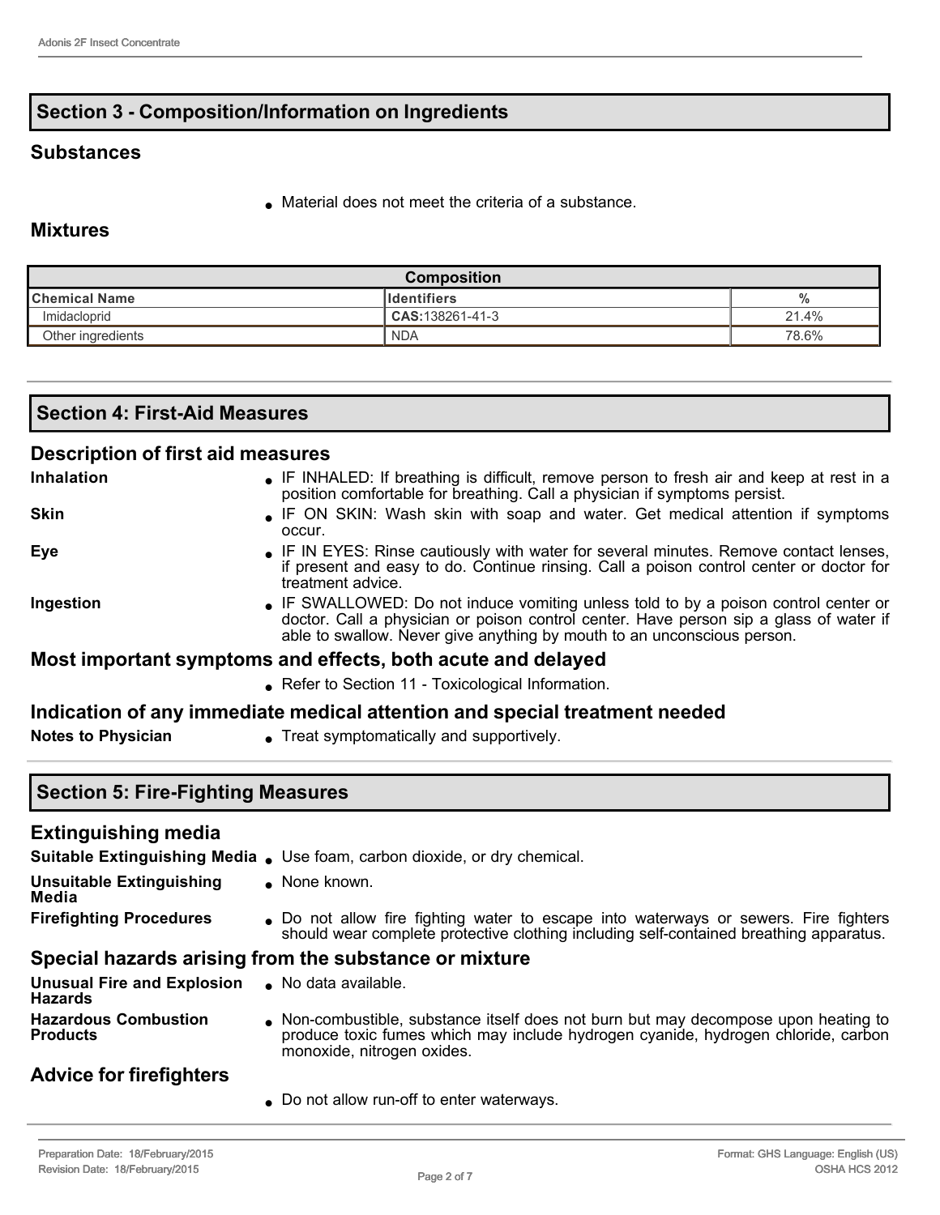## Section 3 - Composition/Information on Ingredients

### Substances

- Material does not meet the criteria of a substance.

### Mixtures

| Composition | | |
|---|---|---|
| **Chemical Name** | **Identifiers** | **%** |
| Imidacloprid | **CAS:**138261-41-3 | 21.4% |
| Other ingredients | NDA | 78.6% |

## Section 4: First-Aid Measures

### Description of first aid measures

**Inhalation**
- IF INHALED: If breathing is difficult, remove person to fresh air and keep at rest in a position comfortable for breathing. Call a physician if symptoms persist.

**Skin**
- IF ON SKIN: Wash skin with soap and water. Get medical attention if symptoms occur.

**Eye**
- IF IN EYES: Rinse cautiously with water for several minutes. Remove contact lenses, if present and easy to do. Continue rinsing. Call a poison control center or doctor for treatment advice.

**Ingestion**
- IF SWALLOWED: Do not induce vomiting unless told to by a poison control center or doctor. Call a physician or poison control center. Have person sip a glass of water if able to swallow. Never give anything by mouth to an unconscious person.

### Most important symptoms and effects, both acute and delayed

- Refer to Section 11 - Toxicological Information.

### Indication of any immediate medical attention and special treatment needed

**Notes to Physician**
- Treat symptomatically and supportively.

## Section 5: Fire-Fighting Measures

### Extinguishing media

**Suitable Extinguishing Media**
- Use foam, carbon dioxide, or dry chemical.

**Unsuitable Extinguishing Media**
- None known.

**Firefighting Procedures**
- Do not allow fire fighting water to escape into waterways or sewers. Fire fighters should wear complete protective clothing including self-contained breathing apparatus.

### Special hazards arising from the substance or mixture

**Unusual Fire and Explosion Hazards**
- No data available.

**Hazardous Combustion Products**
- Non-combustible, substance itself does not burn but may decompose upon heating to produce toxic fumes which may include hydrogen cyanide, hydrogen chloride, carbon monoxide, nitrogen oxides.

### Advice for firefighters

- Do not allow run-off to enter waterways.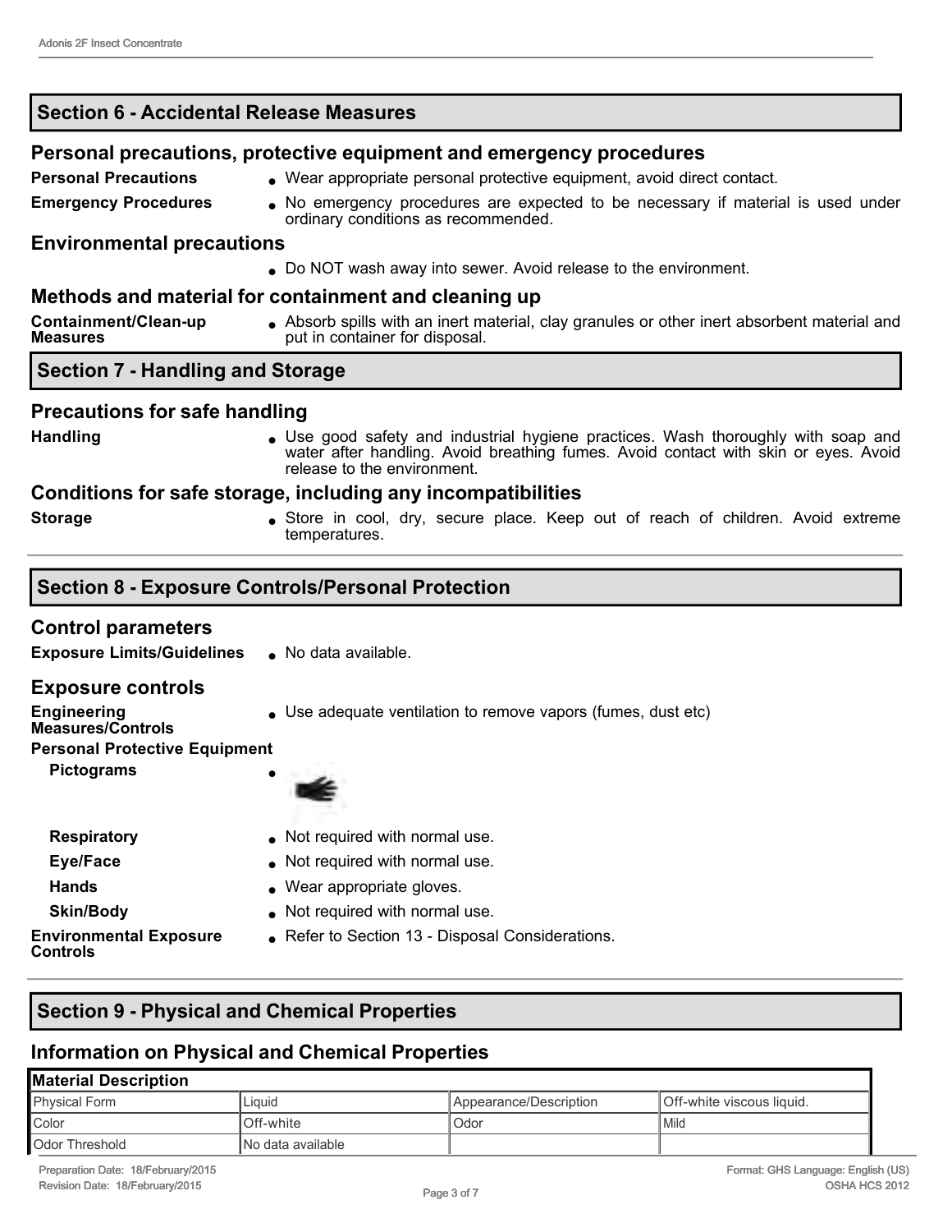## Section 6 - Accidental Release Measures

### Personal precautions, protective equipment and emergency procedures

**Personal Precautions**
- Wear appropriate personal protective equipment, avoid direct contact.

**Emergency Procedures**
- No emergency procedures are expected to be necessary if material is used under ordinary conditions as recommended.

### Environmental precautions

- Do NOT wash away into sewer. Avoid release to the environment.

### Methods and material for containment and cleaning up

**Containment/Clean-up Measures**
- Absorb spills with an inert material, clay granules or other inert absorbent material and put in container for disposal.

## Section 7 - Handling and Storage

### Precautions for safe handling

**Handling**
- Use good safety and industrial hygiene practices. Wash thoroughly with soap and water after handling. Avoid breathing fumes. Avoid contact with skin or eyes. Avoid release to the environment.

### Conditions for safe storage, including any incompatibilities

**Storage**
- Store in cool, dry, secure place. Keep out of reach of children. Avoid extreme temperatures.

## Section 8 - Exposure Controls/Personal Protection

### Control parameters

**Exposure Limits/Guidelines**
- No data available.

### Exposure controls

**Engineering Measures/Controls**
- Use adequate ventilation to remove vapors (fumes, dust etc)

**Personal Protective Equipment**

**Pictograms**
- 

**Respiratory**
- Not required with normal use.

**Eye/Face**
- Not required with normal use.

**Hands**
- Wear appropriate gloves.

**Skin/Body**
- Not required with normal use.

**Environmental Exposure Controls**
- Refer to Section 13 - Disposal Considerations.

## Section 9 - Physical and Chemical Properties

### Information on Physical and Chemical Properties

| Material Description | | | |
|---|---|---|---|
| Physical Form | Liquid | Appearance/Description | Off-white viscous liquid. |
| Color | Off-white | Odor | Mild |
| Odor Threshold | No data available | | |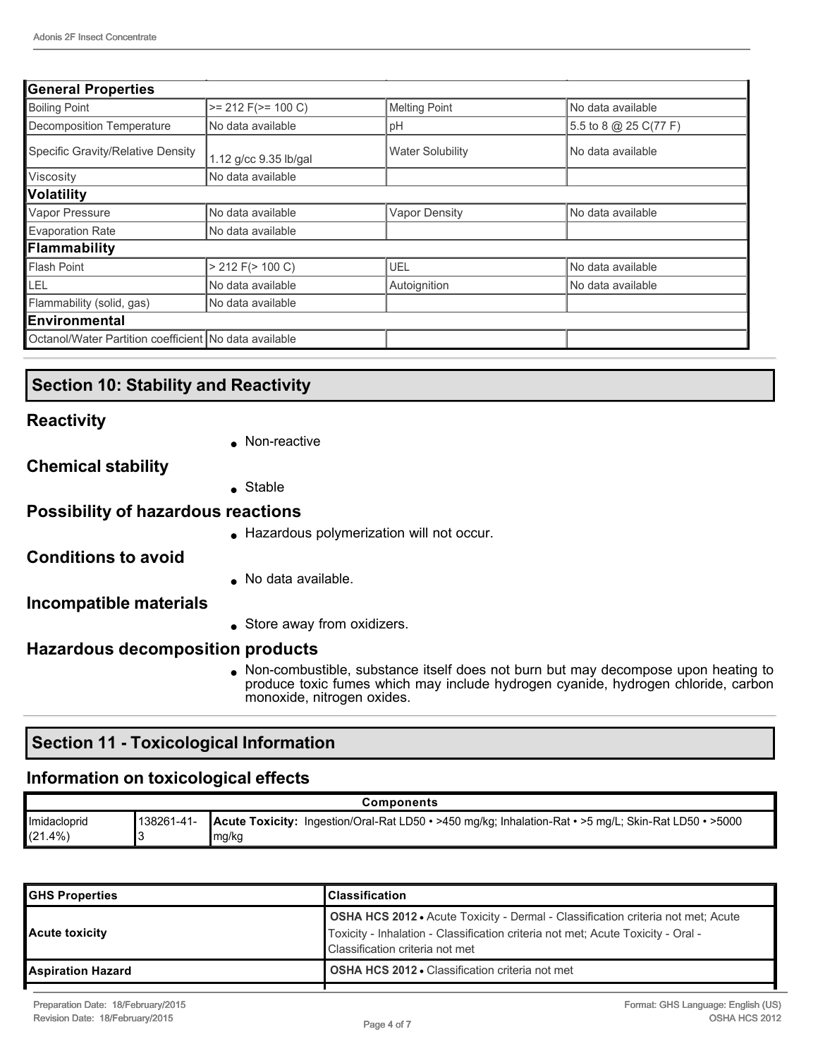| General Properties | | | |
|---|---|---|---|
| Boiling Point | >= 212 F(>= 100 C) | Melting Point | No data available |
| Decomposition Temperature | No data available | pH | 5.5 to 8 @ 25 C(77 F) |
| Specific Gravity/Relative Density | 1.12 g/cc 9.35 lb/gal | Water Solubility | No data available |
| Viscosity | No data available | | |
| **Volatility** | | | |
| Vapor Pressure | No data available | Vapor Density | No data available |
| Evaporation Rate | No data available | | |
| **Flammability** | | | |
| Flash Point | > 212 F(> 100 C) | UEL | No data available |
| LEL | No data available | Autoignition | No data available |
| Flammability (solid, gas) | No data available | | |
| **Environmental** | | | |
| Octanol/Water Partition coefficient | No data available | | |

## Section 10: Stability and Reactivity

### Reactivity

- Non-reactive

### Chemical stability

- Stable

### Possibility of hazardous reactions

- Hazardous polymerization will not occur.

### Conditions to avoid

- No data available.

### Incompatible materials

- Store away from oxidizers.

### Hazardous decomposition products

- Non-combustible, substance itself does not burn but may decompose upon heating to produce toxic fumes which may include hydrogen cyanide, hydrogen chloride, carbon monoxide, nitrogen oxides.

## Section 11 - Toxicological Information

### Information on toxicological effects

| Components | | |
|---|---|---|
| Imidacloprid (21.4%) | 138261-41-3 | **Acute Toxicity:** Ingestion/Oral-Rat LD50 • >450 mg/kg; Inhalation-Rat • >5 mg/L; Skin-Rat LD50 • >5000 mg/kg |

| GHS Properties | Classification |
|---|---|
| **Acute toxicity** | **OSHA HCS 2012** • Acute Toxicity - Dermal - Classification criteria not met; Acute Toxicity - Inhalation - Classification criteria not met; Acute Toxicity - Oral - Classification criteria not met |
| **Aspiration Hazard** | **OSHA HCS 2012** • Classification criteria not met |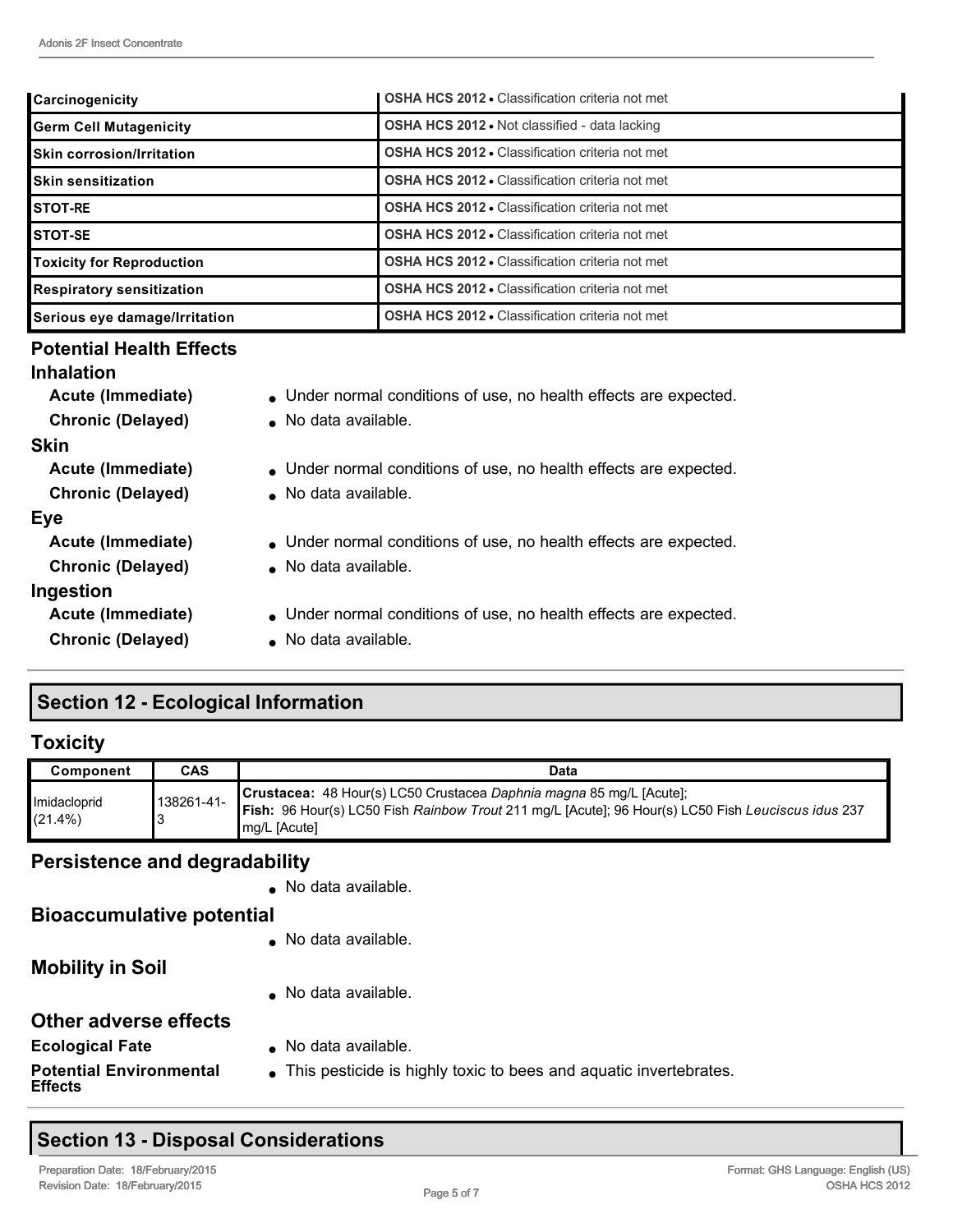| | |
|---|---|
| **Carcinogenicity** | **OSHA HCS 2012** • Classification criteria not met |
| **Germ Cell Mutagenicity** | **OSHA HCS 2012** • Not classified - data lacking |
| **Skin corrosion/Irritation** | **OSHA HCS 2012** • Classification criteria not met |
| **Skin sensitization** | **OSHA HCS 2012** • Classification criteria not met |
| **STOT-RE** | **OSHA HCS 2012** • Classification criteria not met |
| **STOT-SE** | **OSHA HCS 2012** • Classification criteria not met |
| **Toxicity for Reproduction** | **OSHA HCS 2012** • Classification criteria not met |
| **Respiratory sensitization** | **OSHA HCS 2012** • Classification criteria not met |
| **Serious eye damage/Irritation** | **OSHA HCS 2012** • Classification criteria not met |

### Potential Health Effects

#### Inhalation

**Acute (Immediate)**
- Under normal conditions of use, no health effects are expected.

**Chronic (Delayed)**
- No data available.

#### Skin

**Acute (Immediate)**
- Under normal conditions of use, no health effects are expected.

**Chronic (Delayed)**
- No data available.

#### Eye

**Acute (Immediate)**
- Under normal conditions of use, no health effects are expected.

**Chronic (Delayed)**
- No data available.

#### Ingestion

**Acute (Immediate)**
- Under normal conditions of use, no health effects are expected.

**Chronic (Delayed)**
- No data available.

## Section 12 - Ecological Information

### Toxicity

| Component | CAS | Data |
|---|---|---|
| Imidacloprid (21.4%) | 138261-41-3 | **Crustacea:** 48 Hour(s) LC50 Crustacea *Daphnia magna* 85 mg/L [Acute]; **Fish:** 96 Hour(s) LC50 Fish *Rainbow Trout* 211 mg/L [Acute]; 96 Hour(s) LC50 Fish *Leuciscus idus* 237 mg/L [Acute] |

### Persistence and degradability

- No data available.

### Bioaccumulative potential

- No data available.

### Mobility in Soil

- No data available.

### Other adverse effects

**Ecological Fate**
- No data available.

**Potential Environmental Effects**
- This pesticide is highly toxic to bees and aquatic invertebrates.

## Section 13 - Disposal Considerations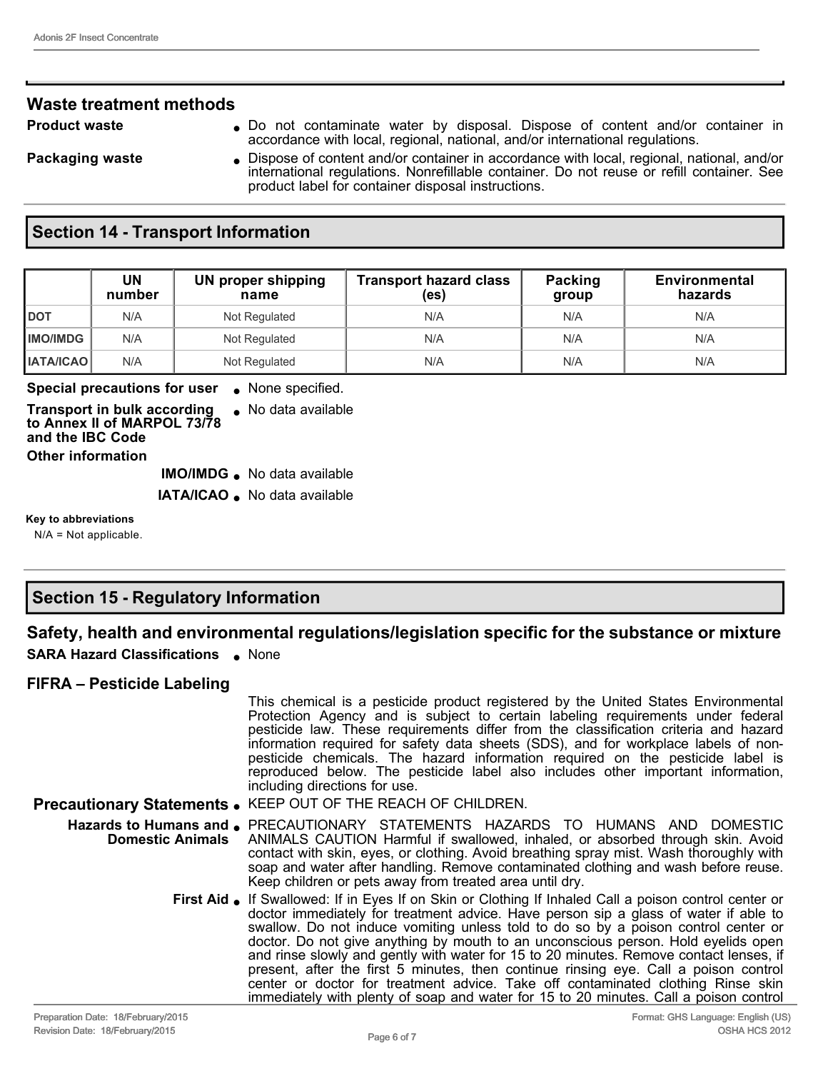## Waste treatment methods

**Product waste**
- Do not contaminate water by disposal. Dispose of content and/or container in accordance with local, regional, national, and/or international regulations.

**Packaging waste**
- Dispose of content and/or container in accordance with local, regional, national, and/or international regulations. Nonrefillable container. Do not reuse or refill container. See product label for container disposal instructions.

## Section 14 - Transport Information

| | UN number | UN proper shipping name | Transport hazard class (es) | Packing group | Environmental hazards |
|---|---|---|---|---|---|
| DOT | N/A | Not Regulated | N/A | N/A | N/A |
| IMO/IMDG | N/A | Not Regulated | N/A | N/A | N/A |
| IATA/ICAO | N/A | Not Regulated | N/A | N/A | N/A |

**Special precautions for user**
- None specified.

**Transport in bulk according to Annex II of MARPOL 73/78 and the IBC Code**
- No data available

**Other information**

**IMO/IMDG**
- No data available

**IATA/ICAO**
- No data available

**Key to abbreviations**

N/A = Not applicable.

## Section 15 - Regulatory Information

### Safety, health and environmental regulations/legislation specific for the substance or mixture

**SARA Hazard Classifications**
- None

### FIFRA – Pesticide Labeling

This chemical is a pesticide product registered by the United States Environmental Protection Agency and is subject to certain labeling requirements under federal pesticide law. These requirements differ from the classification criteria and hazard information required for safety data sheets (SDS), and for workplace labels of non-pesticide chemicals. The hazard information required on the pesticide label is reproduced below. The pesticide label also includes other important information, including directions for use.

**Precautionary Statements**
- KEEP OUT OF THE REACH OF CHILDREN.

**Hazards to Humans and Domestic Animals**
- PRECAUTIONARY STATEMENTS HAZARDS TO HUMANS AND DOMESTIC ANIMALS CAUTION Harmful if swallowed, inhaled, or absorbed through skin. Avoid contact with skin, eyes, or clothing. Avoid breathing spray mist. Wash thoroughly with soap and water after handling. Remove contaminated clothing and wash before reuse. Keep children or pets away from treated area until dry.

**First Aid**
- If Swallowed: If in Eyes If on Skin or Clothing If Inhaled Call a poison control center or doctor immediately for treatment advice. Have person sip a glass of water if able to swallow. Do not induce vomiting unless told to do so by a poison control center or doctor. Do not give anything by mouth to an unconscious person. Hold eyelids open and rinse slowly and gently with water for 15 to 20 minutes. Remove contact lenses, if present, after the first 5 minutes, then continue rinsing eye. Call a poison control center or doctor for treatment advice. Take off contaminated clothing Rinse skin immediately with plenty of soap and water for 15 to 20 minutes. Call a poison control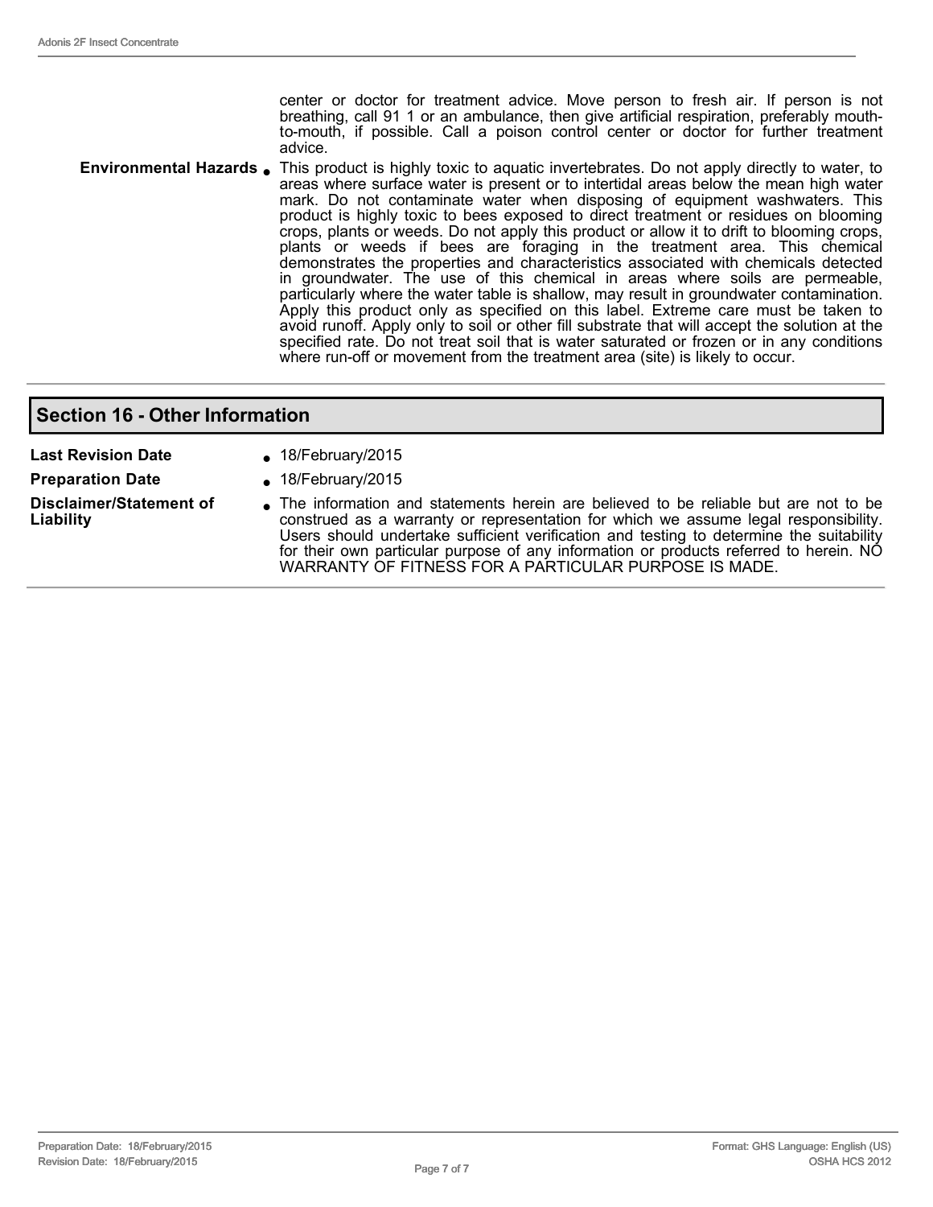center or doctor for treatment advice. Move person to fresh air. If person is not breathing, call 91 1 or an ambulance, then give artificial respiration, preferably mouth-to-mouth, if possible. Call a poison control center or doctor for further treatment advice.

**Environmental Hazards**
- This product is highly toxic to aquatic invertebrates. Do not apply directly to water, to areas where surface water is present or to intertidal areas below the mean high water mark. Do not contaminate water when disposing of equipment washwaters. This product is highly toxic to bees exposed to direct treatment or residues on blooming crops, plants or weeds. Do not apply this product or allow it to drift to blooming crops, plants or weeds if bees are foraging in the treatment area. This chemical demonstrates the properties and characteristics associated with chemicals detected in groundwater. The use of this chemical in areas where soils are permeable, particularly where the water table is shallow, may result in groundwater contamination. Apply this product only as specified on this label. Extreme care must be taken to avoid runoff. Apply only to soil or other fill substrate that will accept the solution at the specified rate. Do not treat soil that is water saturated or frozen or in any conditions where run-off or movement from the treatment area (site) is likely to occur.

## Section 16 - Other Information

**Last Revision Date**
- 18/February/2015

**Preparation Date**
- 18/February/2015

**Disclaimer/Statement of Liability**
- The information and statements herein are believed to be reliable but are not to be construed as a warranty or representation for which we assume legal responsibility. Users should undertake sufficient verification and testing to determine the suitability for their own particular purpose of any information or products referred to herein. NO WARRANTY OF FITNESS FOR A PARTICULAR PURPOSE IS MADE.